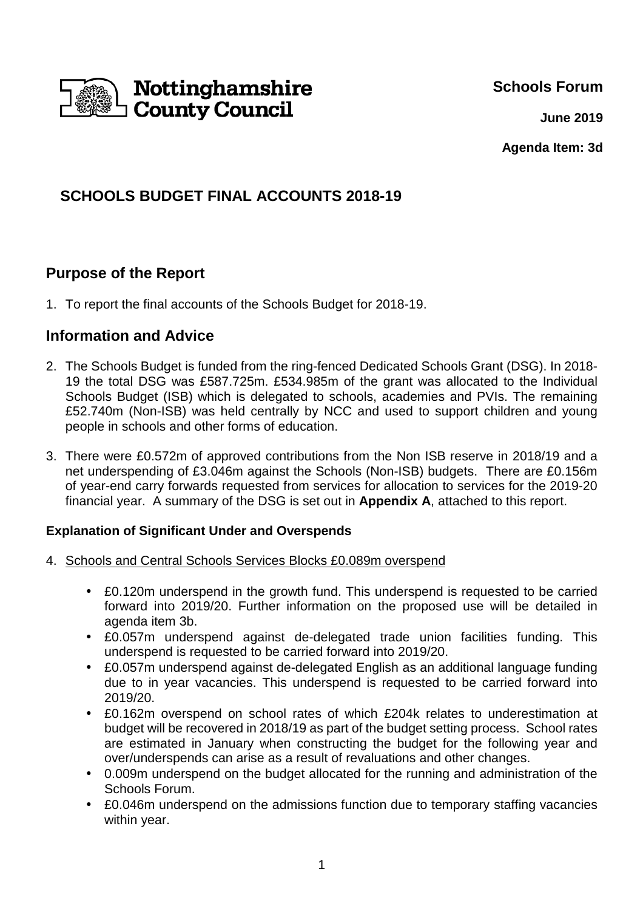Nottinghamshire County Council

**Schools Forum**

**June 2019**

**Agenda Item: 3d**

# SCHOOLS BUDGET FINAL ACCOUNTS 2018-19

## Purpose of the Report

1. To report the final accounts of the Schools Budget for 2018-19.

## Information and Advice

2. The Schools Budget is funded from the ring-fenced Dedicated Schools Grant (DSG). In 2018-19 the total DSG was £587.725m. £534.985m of the grant was allocated to the Individual Schools Budget (ISB) which is delegated to schools, academies and PVIs. The remaining £52.740m (Non-ISB) was held centrally by NCC and used to support children and young people in schools and other forms of education.

3. There were £0.572m of approved contributions from the Non ISB reserve in 2018/19 and a net underspending of £3.046m against the Schools (Non-ISB) budgets. There are £0.156m of year-end carry forwards requested from services for allocation to services for the 2019-20 financial year. A summary of the DSG is set out in **Appendix A**, attached to this report.

### Explanation of Significant Under and Overspends

4. Schools and Central Schools Services Blocks £0.089m overspend

   - £0.120m underspend in the growth fund. This underspend is requested to be carried forward into 2019/20. Further information on the proposed use will be detailed in agenda item 3b.
   - £0.057m underspend against de-delegated trade union facilities funding. This underspend is requested to be carried forward into 2019/20.
   - £0.057m underspend against de-delegated English as an additional language funding due to in year vacancies. This underspend is requested to be carried forward into 2019/20.
   - £0.162m overspend on school rates of which £204k relates to underestimation at budget will be recovered in 2018/19 as part of the budget setting process. School rates are estimated in January when constructing the budget for the following year and over/underspends can arise as a result of revaluations and other changes.
   - 0.009m underspend on the budget allocated for the running and administration of the Schools Forum.
   - £0.046m underspend on the admissions function due to temporary staffing vacancies within year.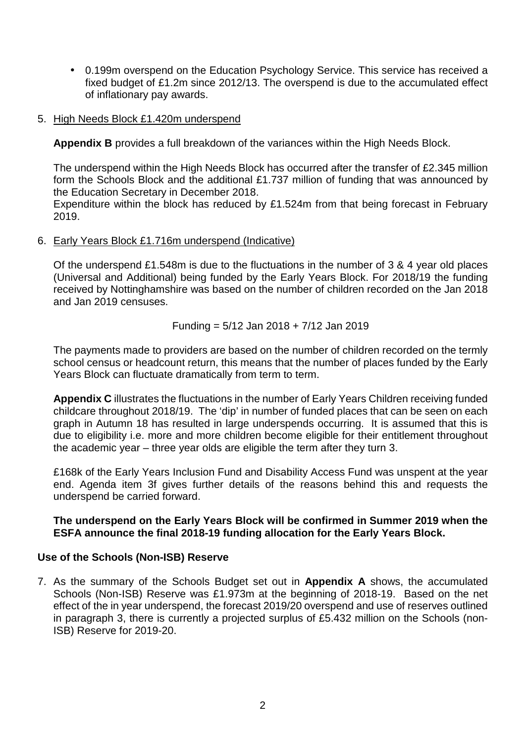- 0.199m overspend on the Education Psychology Service. This service has received a fixed budget of £1.2m since 2012/13. The overspend is due to the accumulated effect of inflationary pay awards.

5. <u>High Needs Block £1.420m underspend</u>

   **Appendix B** provides a full breakdown of the variances within the High Needs Block.

   The underspend within the High Needs Block has occurred after the transfer of £2.345 million form the Schools Block and the additional £1.737 million of funding that was announced by the Education Secretary in December 2018.
   Expenditure within the block has reduced by £1.524m from that being forecast in February 2019.

6. <u>Early Years Block £1.716m underspend (Indicative)</u>

   Of the underspend £1.548m is due to the fluctuations in the number of 3 & 4 year old places (Universal and Additional) being funded by the Early Years Block. For 2018/19 the funding received by Nottinghamshire was based on the number of children recorded on the Jan 2018 and Jan 2019 censuses.

   Funding = 5/12 Jan 2018 + 7/12 Jan 2019

   The payments made to providers are based on the number of children recorded on the termly school census or headcount return, this means that the number of places funded by the Early Years Block can fluctuate dramatically from term to term.

   **Appendix C** illustrates the fluctuations in the number of Early Years Children receiving funded childcare throughout 2018/19. The 'dip' in number of funded places that can be seen on each graph in Autumn 18 has resulted in large underspends occurring. It is assumed that this is due to eligibility i.e. more and more children become eligible for their entitlement throughout the academic year – three year olds are eligible the term after they turn 3.

   £168k of the Early Years Inclusion Fund and Disability Access Fund was unspent at the year end. Agenda item 3f gives further details of the reasons behind this and requests the underspend be carried forward.

   **The underspend on the Early Years Block will be confirmed in Summer 2019 when the ESFA announce the final 2018-19 funding allocation for the Early Years Block.**

**Use of the Schools (Non-ISB) Reserve**

7. As the summary of the Schools Budget set out in **Appendix A** shows, the accumulated Schools (Non-ISB) Reserve was £1.973m at the beginning of 2018-19. Based on the net effect of the in year underspend, the forecast 2019/20 overspend and use of reserves outlined in paragraph 3, there is currently a projected surplus of £5.432 million on the Schools (non-ISB) Reserve for 2019-20.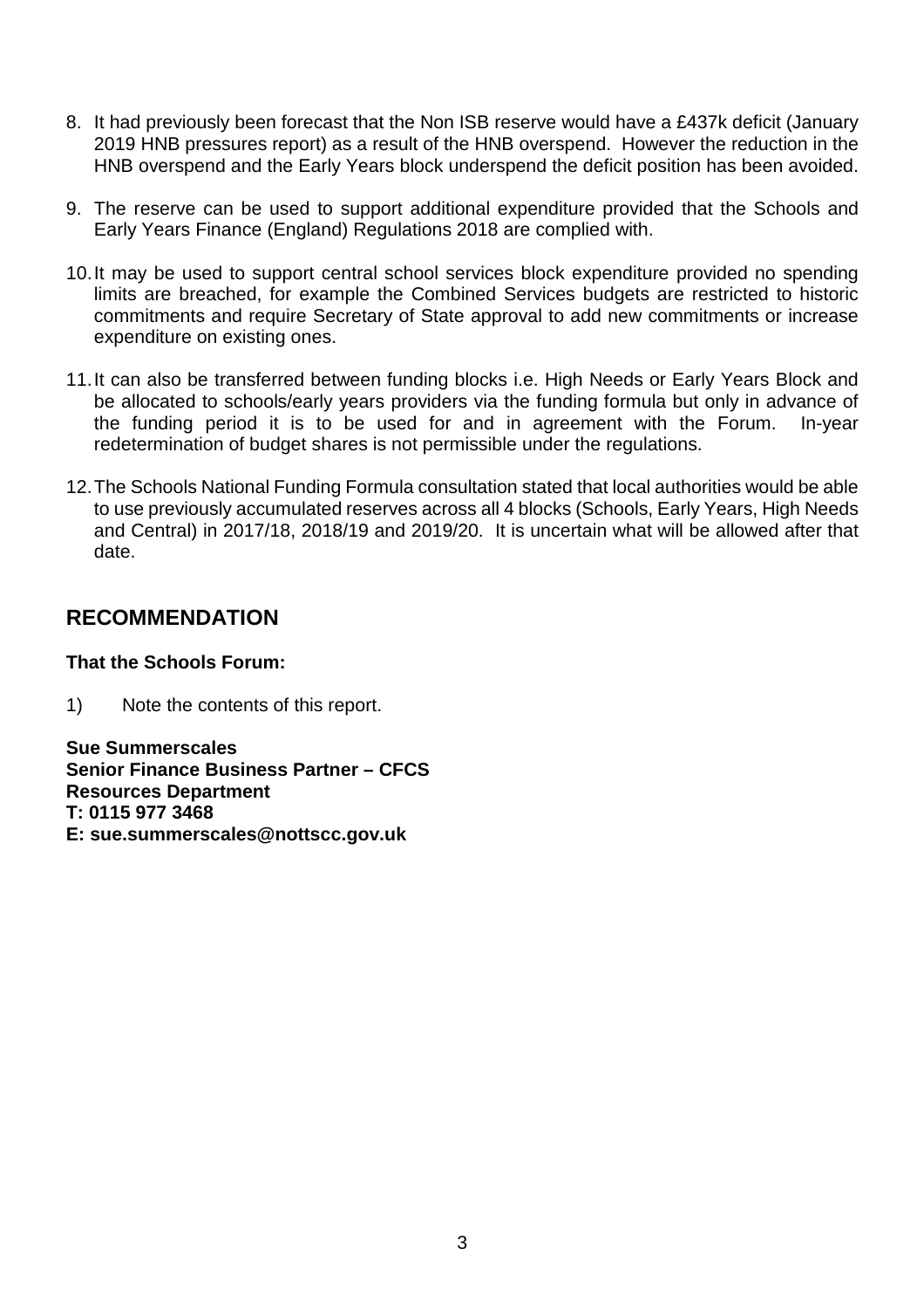8. It had previously been forecast that the Non ISB reserve would have a £437k deficit (January 2019 HNB pressures report) as a result of the HNB overspend. However the reduction in the HNB overspend and the Early Years block underspend the deficit position has been avoided.

9. The reserve can be used to support additional expenditure provided that the Schools and Early Years Finance (England) Regulations 2018 are complied with.

10. It may be used to support central school services block expenditure provided no spending limits are breached, for example the Combined Services budgets are restricted to historic commitments and require Secretary of State approval to add new commitments or increase expenditure on existing ones.

11. It can also be transferred between funding blocks i.e. High Needs or Early Years Block and be allocated to schools/early years providers via the funding formula but only in advance of the funding period it is to be used for and in agreement with the Forum. In-year redetermination of budget shares is not permissible under the regulations.

12. The Schools National Funding Formula consultation stated that local authorities would be able to use previously accumulated reserves across all 4 blocks (Schools, Early Years, High Needs and Central) in 2017/18, 2018/19 and 2019/20. It is uncertain what will be allowed after that date.

## RECOMMENDATION

**That the Schools Forum:**

1) Note the contents of this report.

**Sue Summerscales**
**Senior Finance Business Partner – CFCS**
**Resources Department**
**T: 0115 977 3468**
**E: sue.summerscales@nottscc.gov.uk**